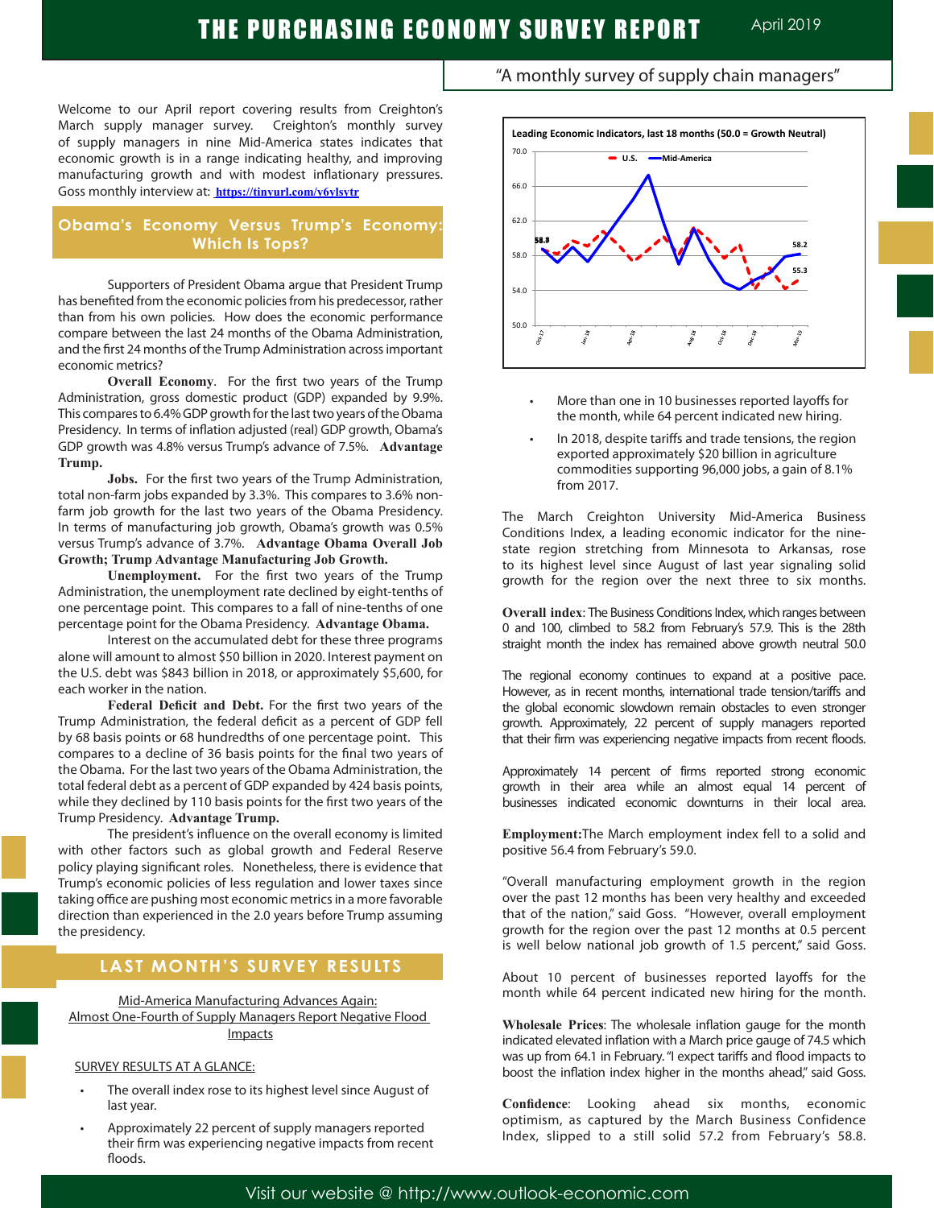# THE PURCHASING ECONOMY SURVEY REPORT

April 2019

"A monthly survey of supply chain managers"

Welcome to our April report covering results from Creighton's March supply manager survey. Creighton's monthly survey of supply managers in nine Mid-America states indicates that economic growth is in a range indicating healthy, and improving manufacturing growth and with modest inflationary pressures. Goss monthly interview at: https://tinyurl.com/y6ylsytr

## Obama's Economy Versus Trump's Economy: Which Is Tops?

Supporters of President Obama argue that President Trump has benefited from the economic policies from his predecessor, rather than from his own policies. How does the economic performance compare between the last 24 months of the Obama Administration, and the first 24 months of the Trump Administration across important economic metrics?

**Overall Economy**. For the first two years of the Trump Administration, gross domestic product (GDP) expanded by 9.9%. This compares to 6.4% GDP growth for the last two years of the Obama Presidency. In terms of inflation adjusted (real) GDP growth, Obama's GDP growth was 4.8% versus Trump's advance of 7.5%. **Advantage Trump.**

**Jobs.** For the first two years of the Trump Administration, total non-farm jobs expanded by 3.3%. This compares to 3.6% non-farm job growth for the last two years of the Obama Presidency. In terms of manufacturing job growth, Obama's growth was 0.5% versus Trump's advance of 3.7%. **Advantage Obama Overall Job Growth; Trump Advantage Manufacturing Job Growth.**

**Unemployment.** For the first two years of the Trump Administration, the unemployment rate declined by eight-tenths of one percentage point. This compares to a fall of nine-tenths of one percentage point for the Obama Presidency. **Advantage Obama.**

Interest on the accumulated debt for these three programs alone will amount to almost $50 billion in 2020. Interest payment on the U.S. debt was $843 billion in 2018, or approximately $5,600, for each worker in the nation.

**Federal Deficit and Debt.** For the first two years of the Trump Administration, the federal deficit as a percent of GDP fell by 68 basis points or 68 hundredths of one percentage point. This compares to a decline of 36 basis points for the final two years of the Obama. For the last two years of the Obama Administration, the total federal debt as a percent of GDP expanded by 424 basis points, while they declined by 110 basis points for the first two years of the Trump Presidency. **Advantage Trump.**

The president's influence on the overall economy is limited with other factors such as global growth and Federal Reserve policy playing significant roles. Nonetheless, there is evidence that Trump's economic policies of less regulation and lower taxes since taking office are pushing most economic metrics in a more favorable direction than experienced in the 2.0 years before Trump assuming the presidency.

## LAST MONTH'S SURVEY RESULTS

Mid-America Manufacturing Advances Again: Almost One-Fourth of Supply Managers Report Negative Flood Impacts

SURVEY RESULTS AT A GLANCE:

- The overall index rose to its highest level since August of last year.
- Approximately 22 percent of supply managers reported their firm was experiencing negative impacts from recent floods.
- More than one in 10 businesses reported layoffs for the month, while 64 percent indicated new hiring.
- In 2018, despite tariffs and trade tensions, the region exported approximately $20 billion in agriculture commodities supporting 96,000 jobs, a gain of 8.1% from 2017.

**Leading Economic Indicators, last 18 months (50.0 = Growth Neutral)**

(Chart: U.S. vs. Mid-America, Oct 17 – Mar 19; latest values: Mid-America 58.2, U.S. 55.3)

The March Creighton University Mid-America Business Conditions Index, a leading economic indicator for the nine-state region stretching from Minnesota to Arkansas, rose to its highest level since August of last year signaling solid growth for the region over the next three to six months.

**Overall index**: The Business Conditions Index, which ranges between 0 and 100, climbed to 58.2 from February's 57.9. This is the 28th straight month the index has remained above growth neutral 50.0

The regional economy continues to expand at a positive pace. However, as in recent months, international trade tension/tariffs and the global economic slowdown remain obstacles to even stronger growth. Approximately, 22 percent of supply managers reported that their firm was experiencing negative impacts from recent floods.

Approximately 14 percent of firms reported strong economic growth in their area while an almost equal 14 percent of businesses indicated economic downturns in their local area.

**Employment:** The March employment index fell to a solid and positive 56.4 from February's 59.0.

"Overall manufacturing employment growth in the region over the past 12 months has been very healthy and exceeded that of the nation," said Goss. "However, overall employment growth for the region over the past 12 months at 0.5 percent is well below national job growth of 1.5 percent," said Goss.

About 10 percent of businesses reported layoffs for the month while 64 percent indicated new hiring for the month.

**Wholesale Prices**: The wholesale inflation gauge for the month indicated elevated inflation with a March price gauge of 74.5 which was up from 64.1 in February. "I expect tariffs and flood impacts to boost the inflation index higher in the months ahead," said Goss.

**Confidence**: Looking ahead six months, economic optimism, as captured by the March Business Confidence Index, slipped to a still solid 57.2 from February's 58.8.

Visit our website @ http://www.outlook-economic.com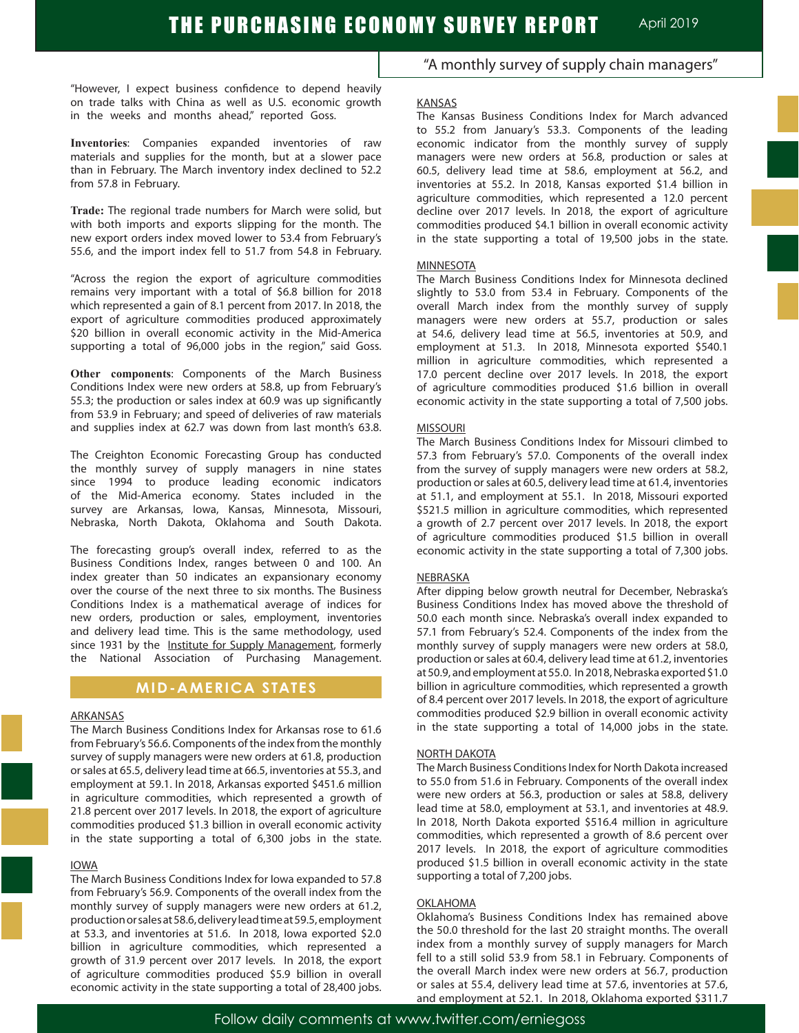"However, I expect business confidence to depend heavily on trade talks with China as well as U.S. economic growth in the weeks and months ahead," reported Goss.

**Inventories**: Companies expanded inventories of raw materials and supplies for the month, but at a slower pace than in February. The March inventory index declined to 52.2 from 57.8 in February.

**Trade:** The regional trade numbers for March were solid, but with both imports and exports slipping for the month. The new export orders index moved lower to 53.4 from February's 55.6, and the import index fell to 51.7 from 54.8 in February.

"Across the region the export of agriculture commodities remains very important with a total of $6.8 billion for 2018 which represented a gain of 8.1 percent from 2017. In 2018, the export of agriculture commodities produced approximately $20 billion in overall economic activity in the Mid-America supporting a total of 96,000 jobs in the region," said Goss.

**Other components**: Components of the March Business Conditions Index were new orders at 58.8, up from February's 55.3; the production or sales index at 60.9 was up significantly from 53.9 in February; and speed of deliveries of raw materials and supplies index at 62.7 was down from last month's 63.8.

The Creighton Economic Forecasting Group has conducted the monthly survey of supply managers in nine states since 1994 to produce leading economic indicators of the Mid-America economy. States included in the survey are Arkansas, Iowa, Kansas, Minnesota, Missouri, Nebraska, North Dakota, Oklahoma and South Dakota.

The forecasting group's overall index, referred to as the Business Conditions Index, ranges between 0 and 100. An index greater than 50 indicates an expansionary economy over the course of the next three to six months. The Business Conditions Index is a mathematical average of indices for new orders, production or sales, employment, inventories and delivery lead time. This is the same methodology, used since 1931 by the Institute for Supply Management, formerly the National Association of Purchasing Management.

## MID-AMERICA STATES

### ARKANSAS

The March Business Conditions Index for Arkansas rose to 61.6 from February's 56.6. Components of the index from the monthly survey of supply managers were new orders at 61.8, production or sales at 65.5, delivery lead time at 66.5, inventories at 55.3, and employment at 59.1. In 2018, Arkansas exported $451.6 million in agriculture commodities, which represented a growth of 21.8 percent over 2017 levels. In 2018, the export of agriculture commodities produced $1.3 billion in overall economic activity in the state supporting a total of 6,300 jobs in the state.

### IOWA

The March Business Conditions Index for Iowa expanded to 57.8 from February's 56.9. Components of the overall index from the monthly survey of supply managers were new orders at 61.2, production or sales at 58.6, delivery lead time at 59.5, employment at 53.3, and inventories at 51.6. In 2018, Iowa exported $2.0 billion in agriculture commodities, which represented a growth of 31.9 percent over 2017 levels. In 2018, the export of agriculture commodities produced $5.9 billion in overall economic activity in the state supporting a total of 28,400 jobs.

### KANSAS

The Kansas Business Conditions Index for March advanced to 55.2 from January's 53.3. Components of the leading economic indicator from the monthly survey of supply managers were new orders at 56.8, production or sales at 60.5, delivery lead time at 58.6, employment at 56.2, and inventories at 55.2. In 2018, Kansas exported $1.4 billion in agriculture commodities, which represented a 12.0 percent decline over 2017 levels. In 2018, the export of agriculture commodities produced $4.1 billion in overall economic activity in the state supporting a total of 19,500 jobs in the state.

### MINNESOTA

The March Business Conditions Index for Minnesota declined slightly to 53.0 from 53.4 in February. Components of the overall March index from the monthly survey of supply managers were new orders at 55.7, production or sales at 54.6, delivery lead time at 56.5, inventories at 50.9, and employment at 51.3. In 2018, Minnesota exported $540.1 million in agriculture commodities, which represented a 17.0 percent decline over 2017 levels. In 2018, the export of agriculture commodities produced $1.6 billion in overall economic activity in the state supporting a total of 7,500 jobs.

### MISSOURI

The March Business Conditions Index for Missouri climbed to 57.3 from February's 57.0. Components of the overall index from the survey of supply managers were new orders at 58.2, production or sales at 60.5, delivery lead time at 61.4, inventories at 51.1, and employment at 55.1. In 2018, Missouri exported $521.5 million in agriculture commodities, which represented a growth of 2.7 percent over 2017 levels. In 2018, the export of agriculture commodities produced $1.5 billion in overall economic activity in the state supporting a total of 7,300 jobs.

### NEBRASKA

After dipping below growth neutral for December, Nebraska's Business Conditions Index has moved above the threshold of 50.0 each month since. Nebraska's overall index expanded to 57.1 from February's 52.4. Components of the index from the monthly survey of supply managers were new orders at 58.0, production or sales at 60.4, delivery lead time at 61.2, inventories at 50.9, and employment at 55.0. In 2018, Nebraska exported $1.0 billion in agriculture commodities, which represented a growth of 8.4 percent over 2017 levels. In 2018, the export of agriculture commodities produced $2.9 billion in overall economic activity in the state supporting a total of 14,000 jobs in the state.

### NORTH DAKOTA

The March Business Conditions Index for North Dakota increased to 55.0 from 51.6 in February. Components of the overall index were new orders at 56.3, production or sales at 58.8, delivery lead time at 58.0, employment at 53.1, and inventories at 48.9. In 2018, North Dakota exported $516.4 million in agriculture commodities, which represented a growth of 8.6 percent over 2017 levels. In 2018, the export of agriculture commodities produced $1.5 billion in overall economic activity in the state supporting a total of 7,200 jobs.

### OKLAHOMA

Oklahoma's Business Conditions Index has remained above the 50.0 threshold for the last 20 straight months. The overall index from a monthly survey of supply managers for March fell to a still solid 53.9 from 58.1 in February. Components of the overall March index were new orders at 56.7, production or sales at 55.4, delivery lead time at 57.6, inventories at 57.6, and employment at 52.1. In 2018, Oklahoma exported $311.7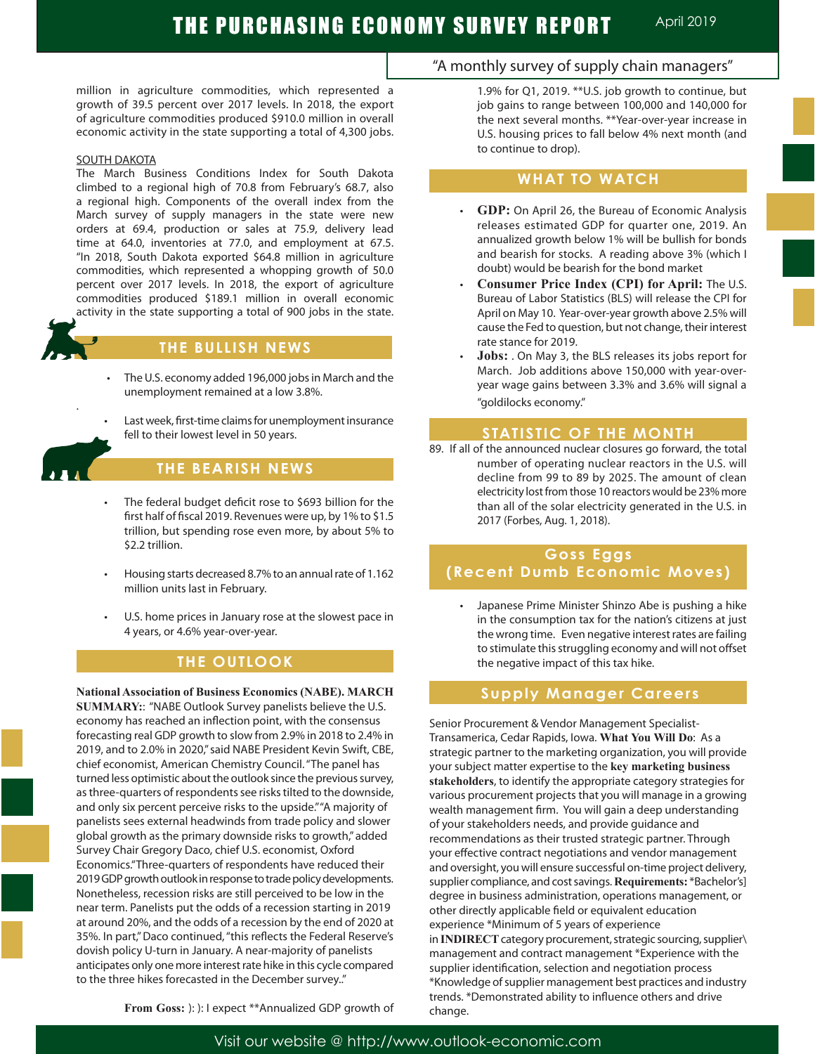million in agriculture commodities, which represented a growth of 39.5 percent over 2017 levels. In 2018, the export of agriculture commodities produced $910.0 million in overall economic activity in the state supporting a total of 4,300 jobs.

SOUTH DAKOTA

The March Business Conditions Index for South Dakota climbed to a regional high of 70.8 from February's 68.7, also a regional high. Components of the overall index from the March survey of supply managers in the state were new orders at 69.4, production or sales at 75.9, delivery lead time at 64.0, inventories at 77.0, and employment at 67.5. "In 2018, South Dakota exported $64.8 million in agriculture commodities, which represented a whopping growth of 50.0 percent over 2017 levels. In 2018, the export of agriculture commodities produced $189.1 million in overall economic activity in the state supporting a total of 900 jobs in the state.

## THE BULLISH NEWS

- The U.S. economy added 196,000 jobs in March and the unemployment remained at a low 3.8%.
- Last week, first-time claims for unemployment insurance fell to their lowest level in 50 years.

## THE BEARISH NEWS

- The federal budget deficit rose to $693 billion for the first half of fiscal 2019. Revenues were up, by 1% to $1.5 trillion, but spending rose even more, by about 5% to $2.2 trillion.
- Housing starts decreased 8.7% to an annual rate of 1.162 million units last in February.
- U.S. home prices in January rose at the slowest pace in 4 years, or 4.6% year-over-year.

## THE OUTLOOK

**National Association of Business Economics (NABE). MARCH SUMMARY:**: "NABE Outlook Survey panelists believe the U.S. economy has reached an inflection point, with the consensus forecasting real GDP growth to slow from 2.9% in 2018 to 2.4% in 2019, and to 2.0% in 2020," said NABE President Kevin Swift, CBE, chief economist, American Chemistry Council. "The panel has turned less optimistic about the outlook since the previous survey, as three-quarters of respondents see risks tilted to the downside, and only six percent perceive risks to the upside." "A majority of panelists sees external headwinds from trade policy and slower global growth as the primary downside risks to growth," added Survey Chair Gregory Daco, chief U.S. economist, Oxford Economics."Three-quarters of respondents have reduced their 2019 GDP growth outlook in response to trade policy developments. Nonetheless, recession risks are still perceived to be low in the near term. Panelists put the odds of a recession starting in 2019 at around 20%, and the odds of a recession by the end of 2020 at 35%. In part," Daco continued, "this reflects the Federal Reserve's dovish policy U-turn in January. A near-majority of panelists anticipates only one more interest rate hike in this cycle compared to the three hikes forecasted in the December survey.."

**From Goss:** ): ): I expect **Annualized GDP growth of 1.9% for Q1, 2019. **U.S. job growth to continue, but job gains to range between 100,000 and 140,000 for the next several months. **Year-over-year increase in U.S. housing prices to fall below 4% next month (and to continue to drop).

## WHAT TO WATCH

- **GDP:** On April 26, the Bureau of Economic Analysis releases estimated GDP for quarter one, 2019. An annualized growth below 1% will be bullish for bonds and bearish for stocks. A reading above 3% (which I doubt) would be bearish for the bond market
- **Consumer Price Index (CPI) for April:** The U.S. Bureau of Labor Statistics (BLS) will release the CPI for April on May 10. Year-over-year growth above 2.5% will cause the Fed to question, but not change, their interest rate stance for 2019.
- **Jobs:** . On May 3, the BLS releases its jobs report for March. Job additions above 150,000 with year-over-year wage gains between 3.3% and 3.6% will signal a "goldilocks economy."

## STATISTIC OF THE MONTH

89. If all of the announced nuclear closures go forward, the total number of operating nuclear reactors in the U.S. will decline from 99 to 89 by 2025. The amount of clean electricity lost from those 10 reactors would be 23% more than all of the solar electricity generated in the U.S. in 2017 (Forbes, Aug. 1, 2018).

## Goss Eggs (Recent Dumb Economic Moves)

- Japanese Prime Minister Shinzo Abe is pushing a hike in the consumption tax for the nation's citizens at just the wrong time. Even negative interest rates are failing to stimulate this struggling economy and will not offset the negative impact of this tax hike.

## Supply Manager Careers

Senior Procurement & Vendor Management Specialist-Transamerica, Cedar Rapids, Iowa. **What You Will Do**: As a strategic partner to the marketing organization, you will provide your subject matter expertise to the **key marketing business stakeholders**, to identify the appropriate category strategies for various procurement projects that you will manage in a growing wealth management firm. You will gain a deep understanding of your stakeholders needs, and provide guidance and recommendations as their trusted strategic partner. Through your effective contract negotiations and vendor management and oversight, you will ensure successful on-time project delivery, supplier compliance, and cost savings. **Requirements:** *Bachelor's] degree in business administration, operations management, or other directly applicable field or equivalent education experience *Minimum of 5 years of experience in **INDIRECT** category procurement, strategic sourcing, supplier\ management and contract management *Experience with the supplier identification, selection and negotiation process *Knowledge of supplier management best practices and industry trends. *Demonstrated ability to influence others and drive change.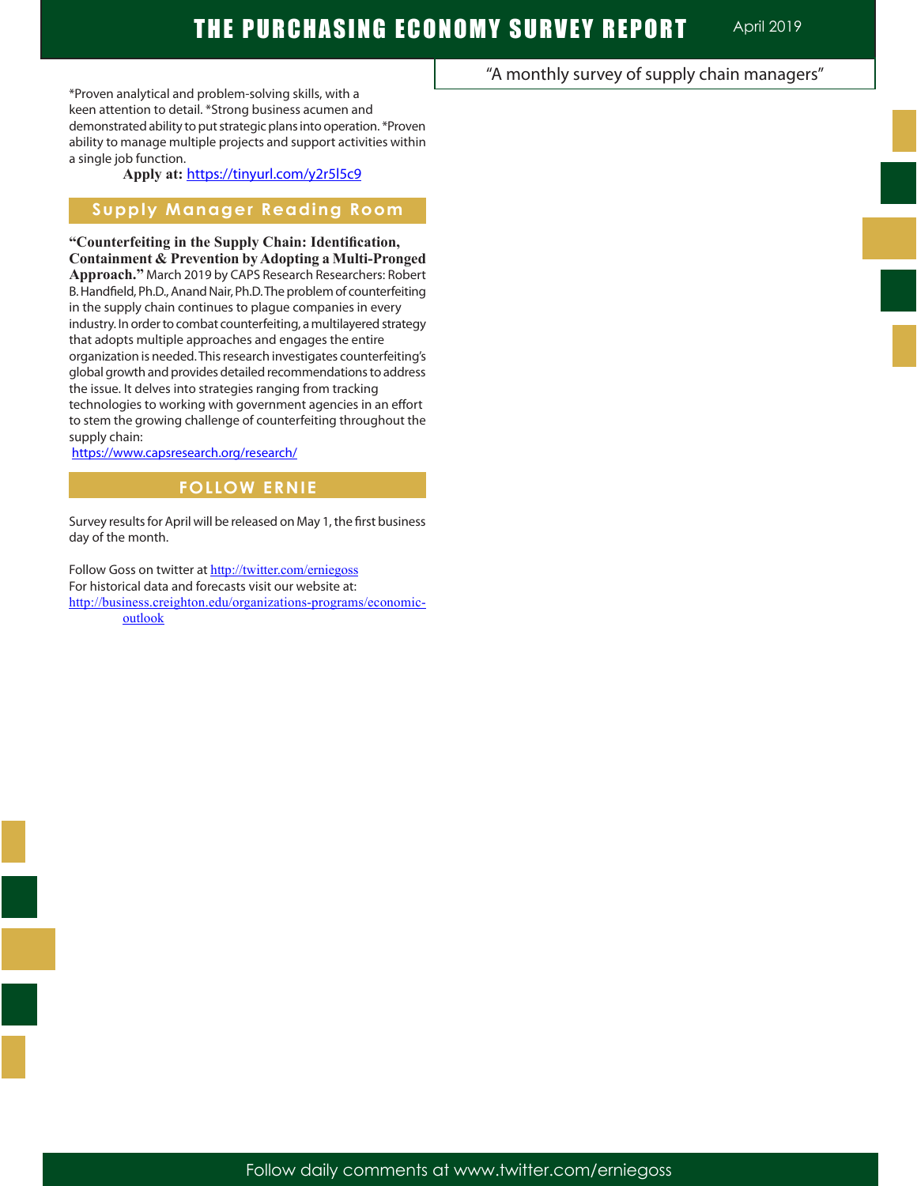*Proven analytical and problem-solving skills, with a keen attention to detail. *Strong business acumen and demonstrated ability to put strategic plans into operation. *Proven ability to manage multiple projects and support activities within a single job function.

**Apply at:** https://tinyurl.com/y2r5l5c9

## Supply Manager Reading Room

**"Counterfeiting in the Supply Chain: Identification, Containment & Prevention by Adopting a Multi-Pronged Approach."** March 2019 by CAPS Research Researchers: Robert B. Handfield, Ph.D., Anand Nair, Ph.D. The problem of counterfeiting in the supply chain continues to plague companies in every industry. In order to combat counterfeiting, a multilayered strategy that adopts multiple approaches and engages the entire organization is needed. This research investigates counterfeiting's global growth and provides detailed recommendations to address the issue. It delves into strategies ranging from tracking technologies to working with government agencies in an effort to stem the growing challenge of counterfeiting throughout the supply chain:

https://www.capsresearch.org/research/

## FOLLOW ERNIE

Survey results for April will be released on May 1, the first business day of the month.

Follow Goss on twitter at http://twitter.com/erniegoss
For historical data and forecasts visit our website at:
http://business.creighton.edu/organizations-programs/economic-outlook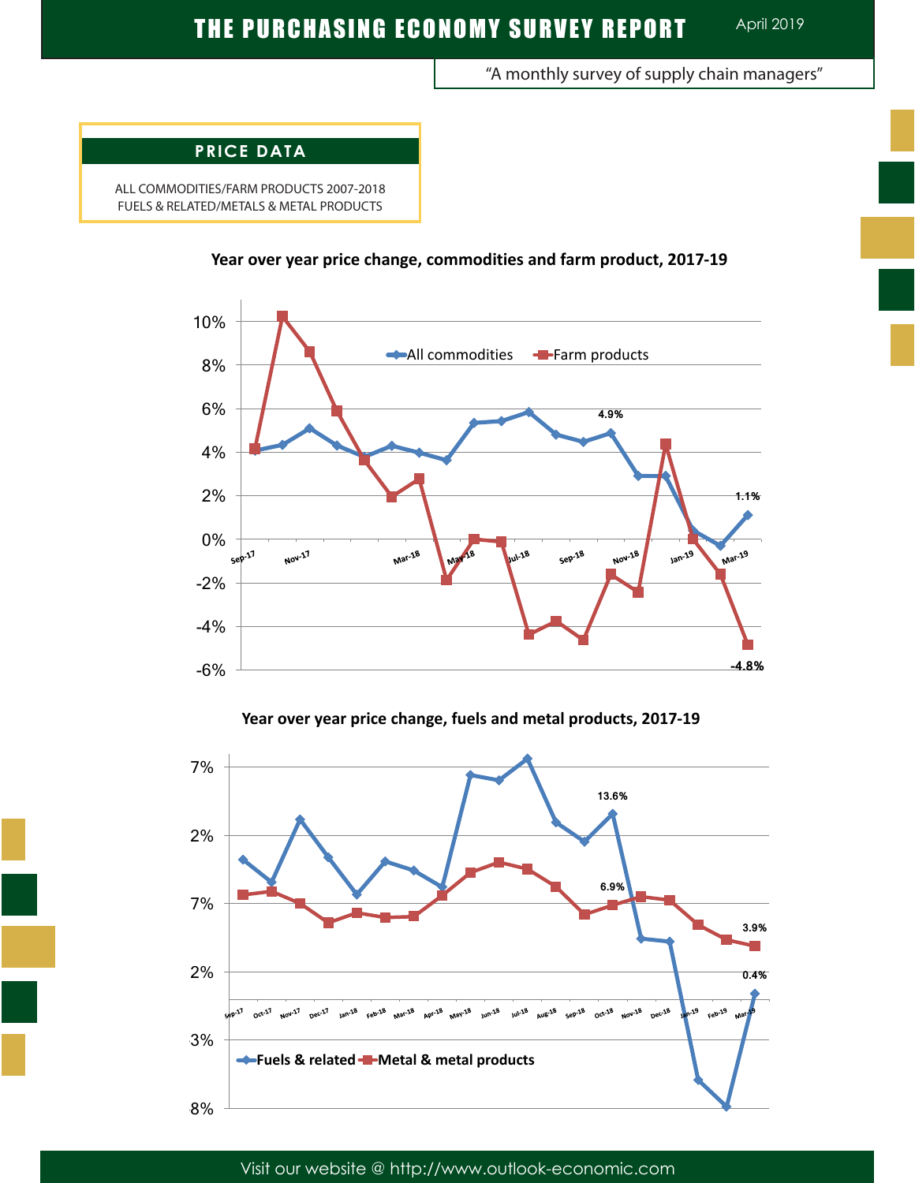# THE PURCHASING ECONOMY SURVEY REPORT

April 2019

"A monthly survey of supply chain managers"

## PRICE DATA

ALL COMMODITIES/FARM PRODUCTS 2007-2018
FUELS & RELATED/METALS & METAL PRODUCTS

### Year over year price change, commodities and farm product, 2017-19

10%
8%
6%
4%
2%
0%
-2%
-4%
-6%

All commodities
Farm products

4.9%
1.1%
-4.8%

Sep-17
Nov-17
Mar-18
May-18
Jul-18
Sep-18
Nov-18
Jan-19
Mar-19

### Year over year price change, fuels and metal products, 2017-19

7%
2%
7%
2%
3%
8%

13.6%
6.9%
3.9%
0.4%

Sep-17
Oct-17
Nov-17
Dec-17
Jan-18
Feb-18
Mar-18
Apr-18
May-18
Jun-18
Jul-18
Aug-18
Sep-18
Oct-18
Nov-18
Dec-18
Jan-19
Feb-19
Mar-19

Fuels & related
Metal & metal products

Visit our website @ http://www.outlook-economic.com